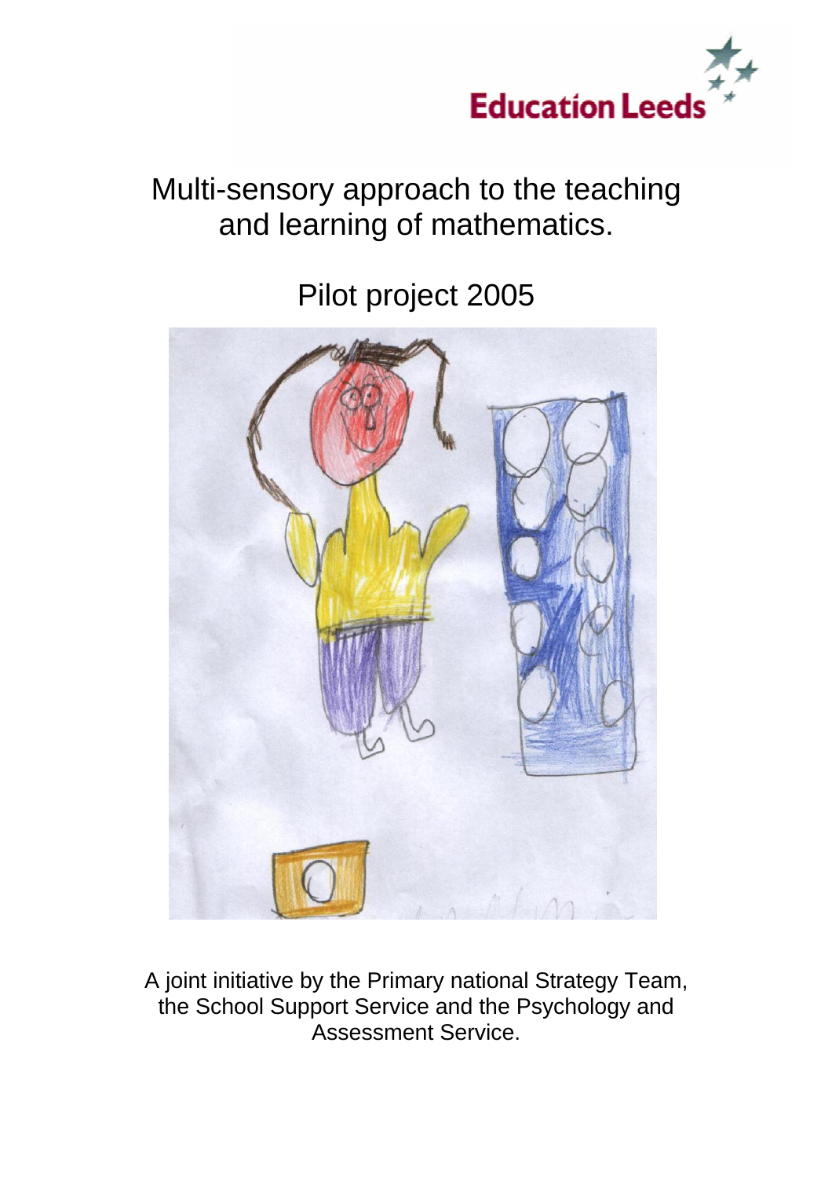Education Leeds

# Multi-sensory approach to the teaching and learning of mathematics.

## Pilot project 2005

A joint initiative by the Primary national Strategy Team, the School Support Service and the Psychology and Assessment Service.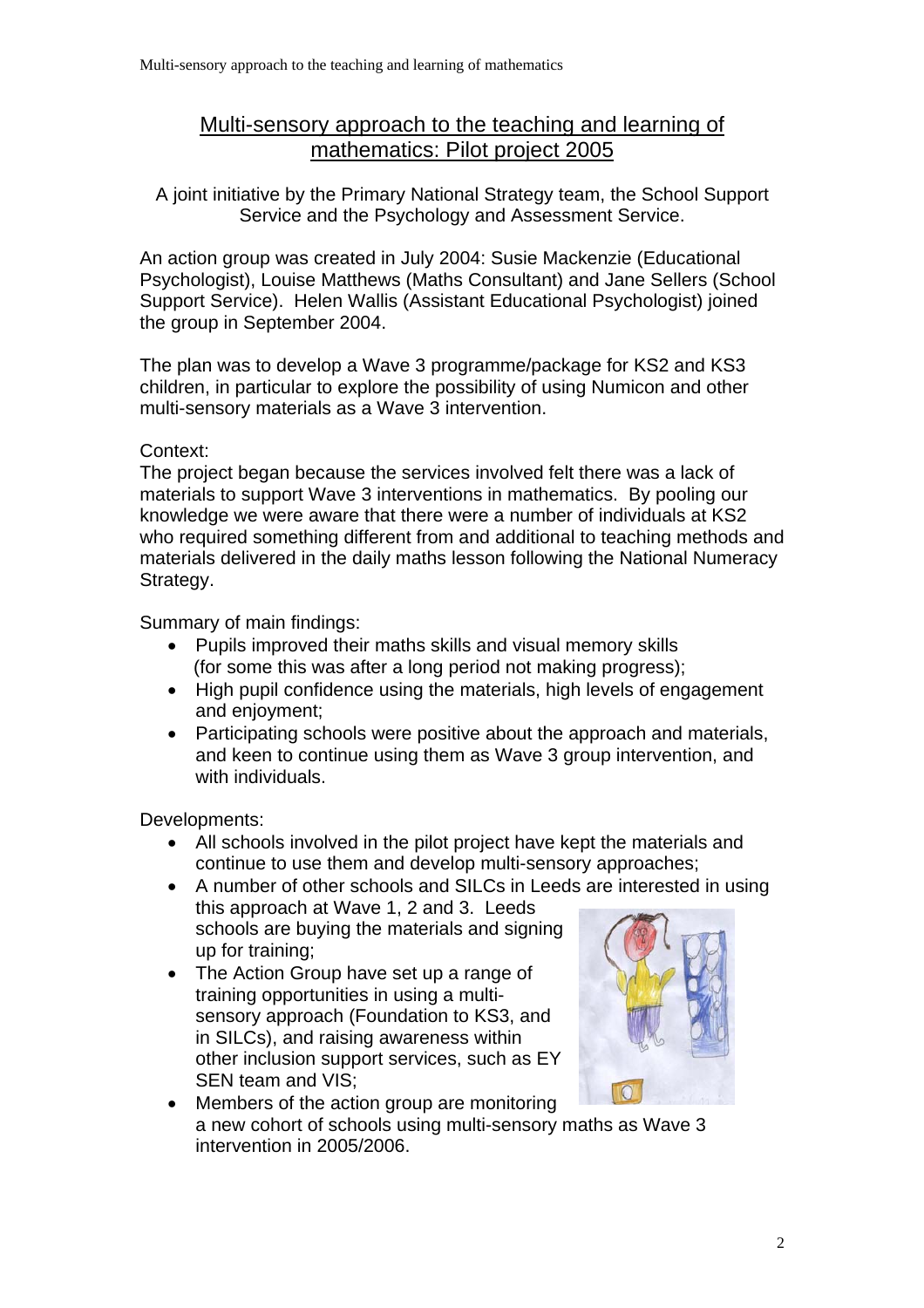# Multi-sensory approach to the teaching and learning of mathematics: Pilot project 2005

A joint initiative by the Primary National Strategy team, the School Support Service and the Psychology and Assessment Service.

An action group was created in July 2004: Susie Mackenzie (Educational Psychologist), Louise Matthews (Maths Consultant) and Jane Sellers (School Support Service). Helen Wallis (Assistant Educational Psychologist) joined the group in September 2004.

The plan was to develop a Wave 3 programme/package for KS2 and KS3 children, in particular to explore the possibility of using Numicon and other multi-sensory materials as a Wave 3 intervention.

Context:

The project began because the services involved felt there was a lack of materials to support Wave 3 interventions in mathematics. By pooling our knowledge we were aware that there were a number of individuals at KS2 who required something different from and additional to teaching methods and materials delivered in the daily maths lesson following the National Numeracy Strategy.

Summary of main findings:

- Pupils improved their maths skills and visual memory skills (for some this was after a long period not making progress);
- High pupil confidence using the materials, high levels of engagement and enjoyment;
- Participating schools were positive about the approach and materials, and keen to continue using them as Wave 3 group intervention, and with individuals.

Developments:

- All schools involved in the pilot project have kept the materials and continue to use them and develop multi-sensory approaches;
- A number of other schools and SILCs in Leeds are interested in using this approach at Wave 1, 2 and 3. Leeds schools are buying the materials and signing up for training;
- The Action Group have set up a range of training opportunities in using a multi-sensory approach (Foundation to KS3, and in SILCs), and raising awareness within other inclusion support services, such as EY SEN team and VIS;
- Members of the action group are monitoring a new cohort of schools using multi-sensory maths as Wave 3 intervention in 2005/2006.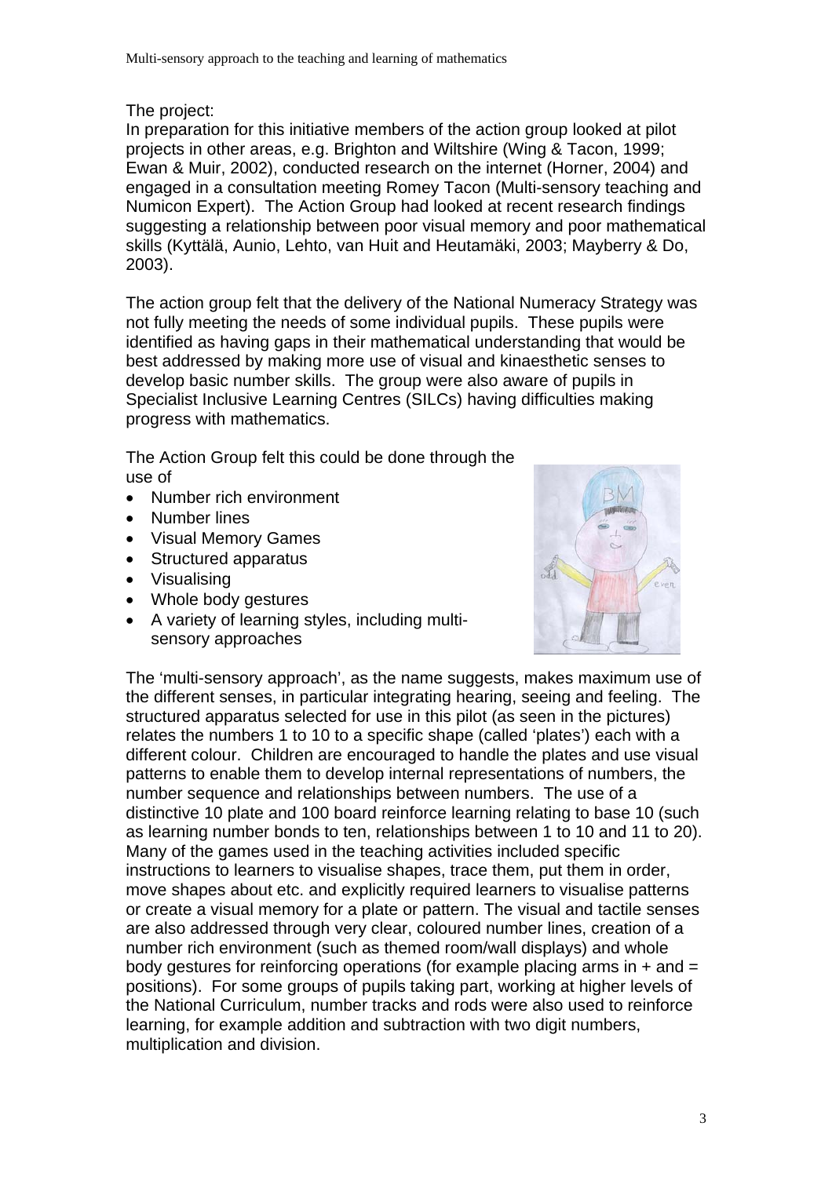The project:

In preparation for this initiative members of the action group looked at pilot projects in other areas, e.g. Brighton and Wiltshire (Wing & Tacon, 1999; Ewan & Muir, 2002), conducted research on the internet (Horner, 2004) and engaged in a consultation meeting Romey Tacon (Multi-sensory teaching and Numicon Expert). The Action Group had looked at recent research findings suggesting a relationship between poor visual memory and poor mathematical skills (Kyttälä, Aunio, Lehto, van Huit and Heutamäki, 2003; Mayberry & Do, 2003).

The action group felt that the delivery of the National Numeracy Strategy was not fully meeting the needs of some individual pupils. These pupils were identified as having gaps in their mathematical understanding that would be best addressed by making more use of visual and kinaesthetic senses to develop basic number skills. The group were also aware of pupils in Specialist Inclusive Learning Centres (SILCs) having difficulties making progress with mathematics.

The Action Group felt this could be done through the use of

- Number rich environment
- Number lines
- Visual Memory Games
- Structured apparatus
- Visualising
- Whole body gestures
- A variety of learning styles, including multi-sensory approaches

The 'multi-sensory approach', as the name suggests, makes maximum use of the different senses, in particular integrating hearing, seeing and feeling. The structured apparatus selected for use in this pilot (as seen in the pictures) relates the numbers 1 to 10 to a specific shape (called 'plates') each with a different colour. Children are encouraged to handle the plates and use visual patterns to enable them to develop internal representations of numbers, the number sequence and relationships between numbers. The use of a distinctive 10 plate and 100 board reinforce learning relating to base 10 (such as learning number bonds to ten, relationships between 1 to 10 and 11 to 20). Many of the games used in the teaching activities included specific instructions to learners to visualise shapes, trace them, put them in order, move shapes about etc. and explicitly required learners to visualise patterns or create a visual memory for a plate or pattern. The visual and tactile senses are also addressed through very clear, coloured number lines, creation of a number rich environment (such as themed room/wall displays) and whole body gestures for reinforcing operations (for example placing arms in + and = positions). For some groups of pupils taking part, working at higher levels of the National Curriculum, number tracks and rods were also used to reinforce learning, for example addition and subtraction with two digit numbers, multiplication and division.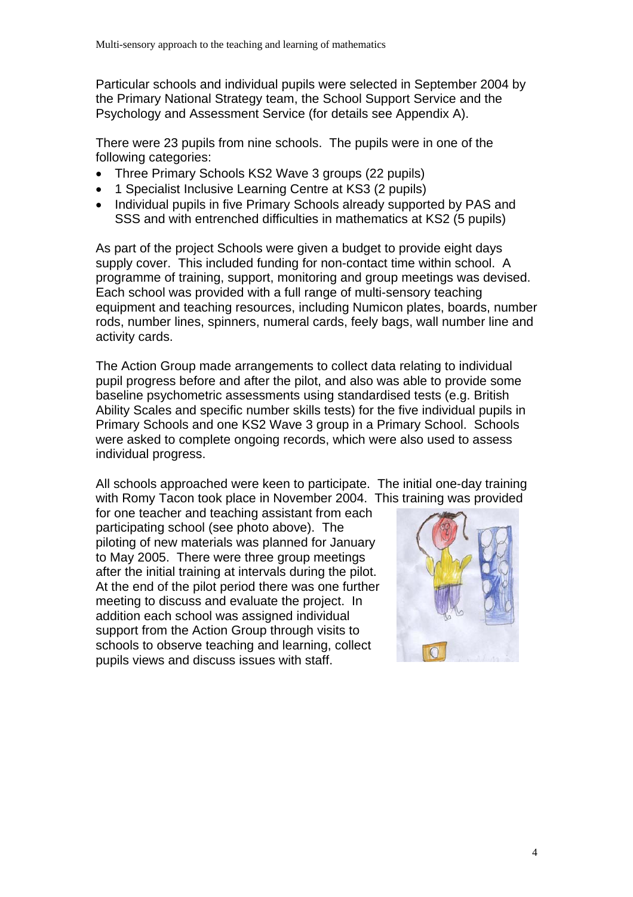Particular schools and individual pupils were selected in September 2004 by the Primary National Strategy team, the School Support Service and the Psychology and Assessment Service (for details see Appendix A).

There were 23 pupils from nine schools. The pupils were in one of the following categories:

- Three Primary Schools KS2 Wave 3 groups (22 pupils)
- 1 Specialist Inclusive Learning Centre at KS3 (2 pupils)
- Individual pupils in five Primary Schools already supported by PAS and SSS and with entrenched difficulties in mathematics at KS2 (5 pupils)

As part of the project Schools were given a budget to provide eight days supply cover. This included funding for non-contact time within school. A programme of training, support, monitoring and group meetings was devised. Each school was provided with a full range of multi-sensory teaching equipment and teaching resources, including Numicon plates, boards, number rods, number lines, spinners, numeral cards, feely bags, wall number line and activity cards.

The Action Group made arrangements to collect data relating to individual pupil progress before and after the pilot, and also was able to provide some baseline psychometric assessments using standardised tests (e.g. British Ability Scales and specific number skills tests) for the five individual pupils in Primary Schools and one KS2 Wave 3 group in a Primary School. Schools were asked to complete ongoing records, which were also used to assess individual progress.

All schools approached were keen to participate. The initial one-day training with Romy Tacon took place in November 2004. This training was provided for one teacher and teaching assistant from each participating school (see photo above). The piloting of new materials was planned for January to May 2005. There were three group meetings after the initial training at intervals during the pilot. At the end of the pilot period there was one further meeting to discuss and evaluate the project. In addition each school was assigned individual support from the Action Group through visits to schools to observe teaching and learning, collect pupils views and discuss issues with staff.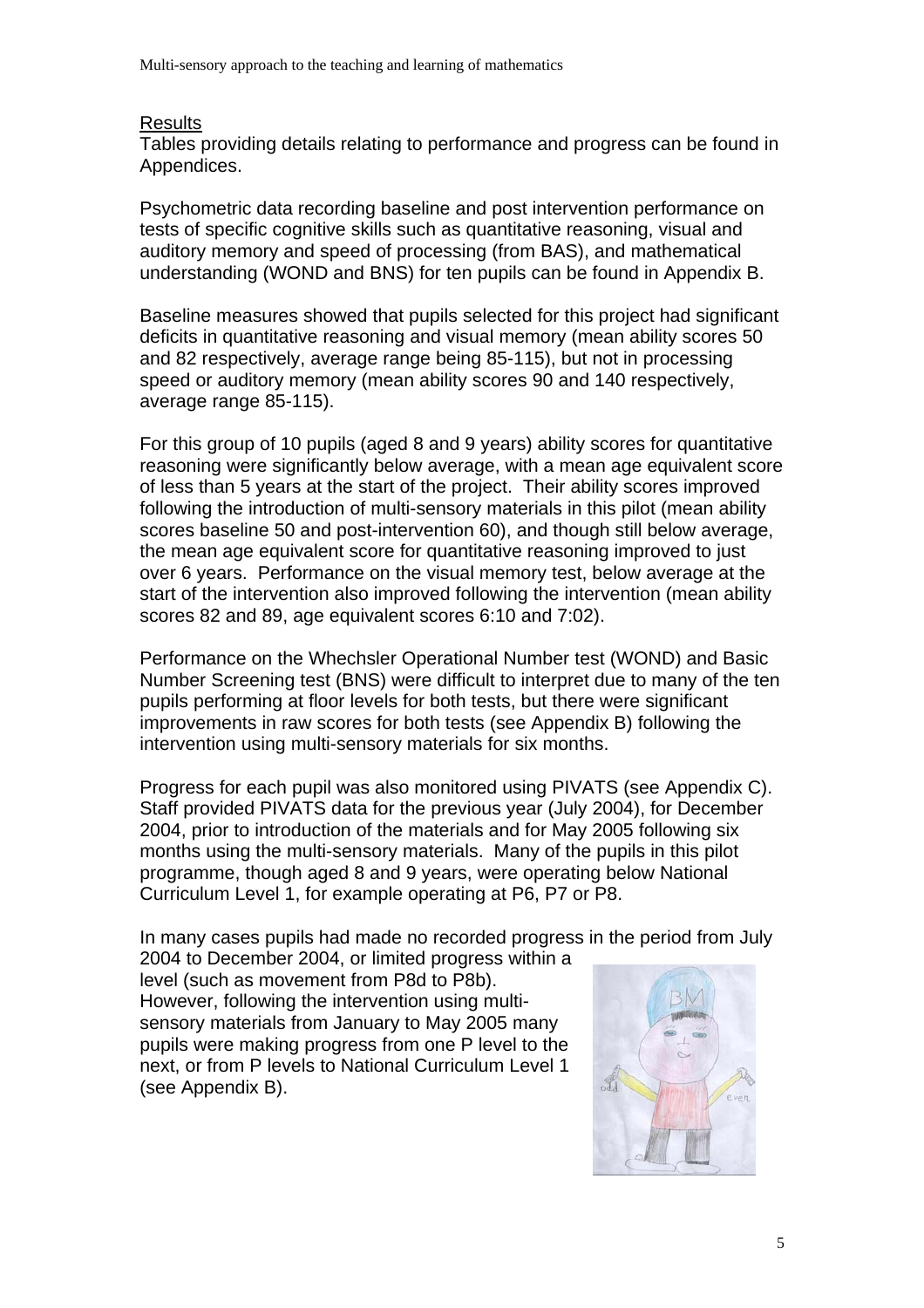## Results

Tables providing details relating to performance and progress can be found in Appendices.

Psychometric data recording baseline and post intervention performance on tests of specific cognitive skills such as quantitative reasoning, visual and auditory memory and speed of processing (from BAS), and mathematical understanding (WOND and BNS) for ten pupils can be found in Appendix B.

Baseline measures showed that pupils selected for this project had significant deficits in quantitative reasoning and visual memory (mean ability scores 50 and 82 respectively, average range being 85-115), but not in processing speed or auditory memory (mean ability scores 90 and 140 respectively, average range 85-115).

For this group of 10 pupils (aged 8 and 9 years) ability scores for quantitative reasoning were significantly below average, with a mean age equivalent score of less than 5 years at the start of the project. Their ability scores improved following the introduction of multi-sensory materials in this pilot (mean ability scores baseline 50 and post-intervention 60), and though still below average, the mean age equivalent score for quantitative reasoning improved to just over 6 years. Performance on the visual memory test, below average at the start of the intervention also improved following the intervention (mean ability scores 82 and 89, age equivalent scores 6:10 and 7:02).

Performance on the Whechsler Operational Number test (WOND) and Basic Number Screening test (BNS) were difficult to interpret due to many of the ten pupils performing at floor levels for both tests, but there were significant improvements in raw scores for both tests (see Appendix B) following the intervention using multi-sensory materials for six months.

Progress for each pupil was also monitored using PIVATS (see Appendix C). Staff provided PIVATS data for the previous year (July 2004), for December 2004, prior to introduction of the materials and for May 2005 following six months using the multi-sensory materials. Many of the pupils in this pilot programme, though aged 8 and 9 years, were operating below National Curriculum Level 1, for example operating at P6, P7 or P8.

In many cases pupils had made no recorded progress in the period from July 2004 to December 2004, or limited progress within a level (such as movement from P8d to P8b). However, following the intervention using multi-sensory materials from January to May 2005 many pupils were making progress from one P level to the next, or from P levels to National Curriculum Level 1 (see Appendix B).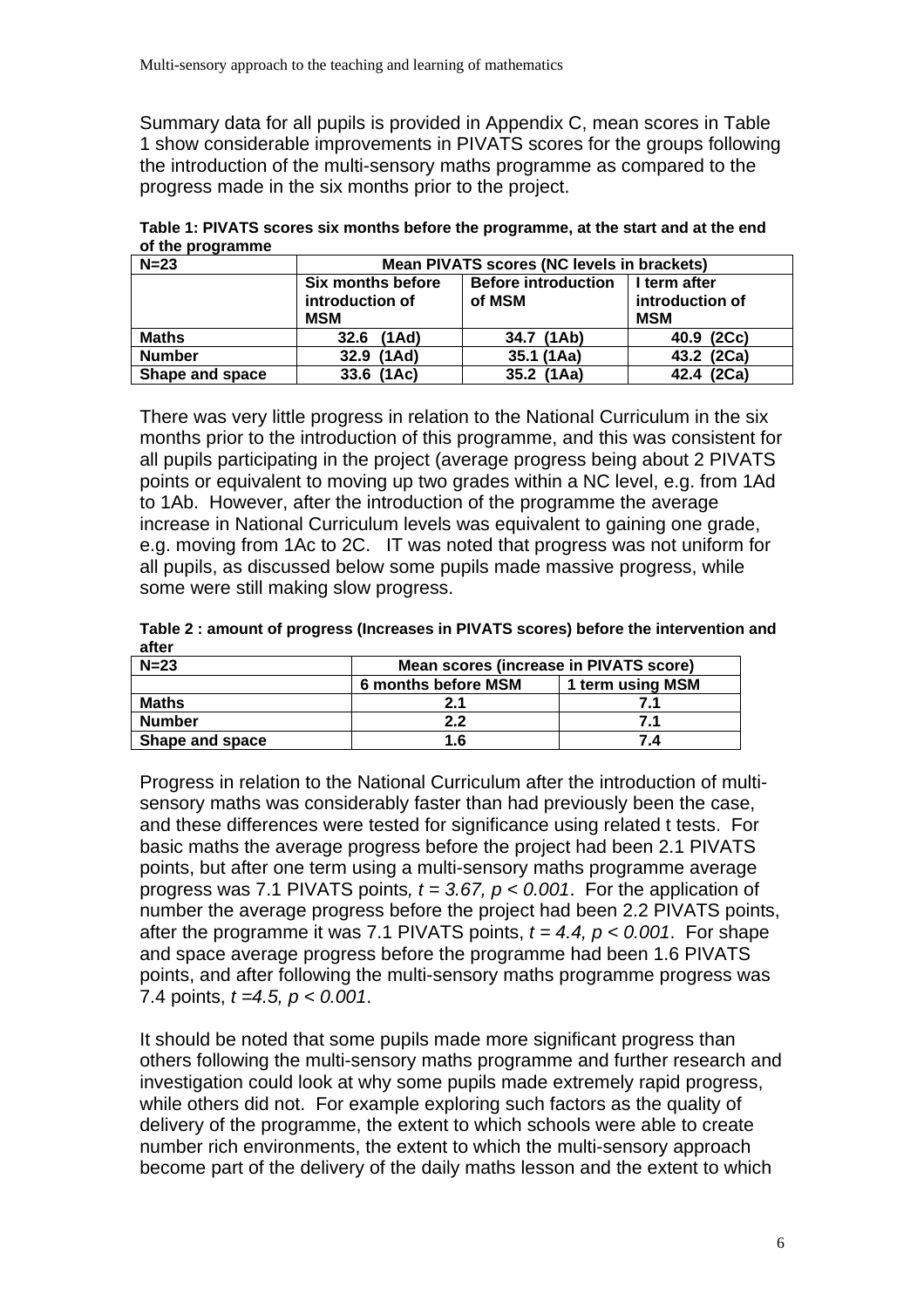Summary data for all pupils is provided in Appendix C, mean scores in Table 1 show considerable improvements in PIVATS scores for the groups following the introduction of the multi-sensory maths programme as compared to the progress made in the six months prior to the project.

**Table 1: PIVATS scores six months before the programme, at the start and at the end of the programme**

| N=23 | Mean PIVATS scores (NC levels in brackets) | | |
|---|---|---|---|
| | Six months before introduction of MSM | Before introduction of MSM | I term after introduction of MSM |
| **Maths** | 32.6 (1Ad) | 34.7 (1Ab) | 40.9 (2Cc) |
| **Number** | 32.9 (1Ad) | 35.1 (1Aa) | 43.2 (2Ca) |
| **Shape and space** | 33.6 (1Ac) | 35.2 (1Aa) | 42.4 (2Ca) |

There was very little progress in relation to the National Curriculum in the six months prior to the introduction of this programme, and this was consistent for all pupils participating in the project (average progress being about 2 PIVATS points or equivalent to moving up two grades within a NC level, e.g. from 1Ad to 1Ab. However, after the introduction of the programme the average increase in National Curriculum levels was equivalent to gaining one grade, e.g. moving from 1Ac to 2C. IT was noted that progress was not uniform for all pupils, as discussed below some pupils made massive progress, while some were still making slow progress.

**Table 2 : amount of progress (Increases in PIVATS scores) before the intervention and after**

| N=23 | Mean scores (increase in PIVATS score) | |
|---|---|---|
| | 6 months before MSM | 1 term using MSM |
| **Maths** | 2.1 | 7.1 |
| **Number** | 2.2 | 7.1 |
| **Shape and space** | 1.6 | 7.4 |

Progress in relation to the National Curriculum after the introduction of multi-sensory maths was considerably faster than had previously been the case, and these differences were tested for significance using related t tests. For basic maths the average progress before the project had been 2.1 PIVATS points, but after one term using a multi-sensory maths programme average progress was 7.1 PIVATS points, $t = 3.67$, $p < 0.001$. For the application of number the average progress before the project had been 2.2 PIVATS points, after the programme it was 7.1 PIVATS points, $t = 4.4$, $p < 0.001$. For shape and space average progress before the programme had been 1.6 PIVATS points, and after following the multi-sensory maths programme progress was 7.4 points, $t = 4.5$, $p < 0.001$.

It should be noted that some pupils made more significant progress than others following the multi-sensory maths programme and further research and investigation could look at why some pupils made extremely rapid progress, while others did not. For example exploring such factors as the quality of delivery of the programme, the extent to which schools were able to create number rich environments, the extent to which the multi-sensory approach become part of the delivery of the daily maths lesson and the extent to which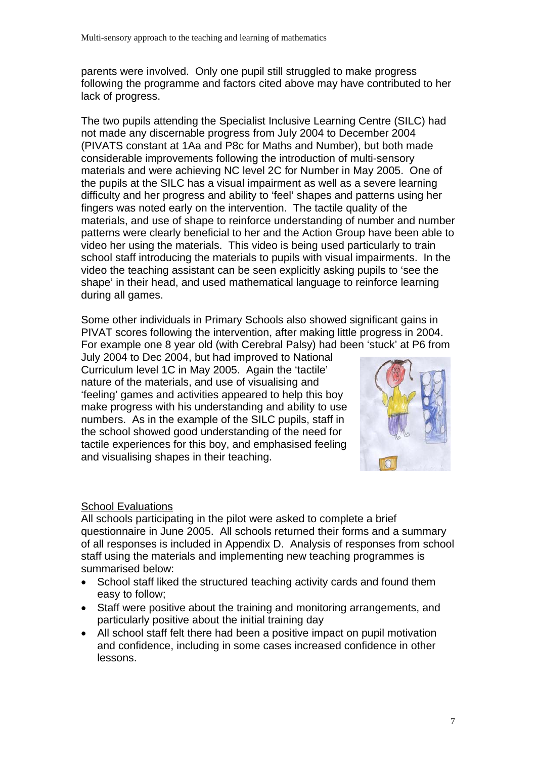parents were involved. Only one pupil still struggled to make progress following the programme and factors cited above may have contributed to her lack of progress.

The two pupils attending the Specialist Inclusive Learning Centre (SILC) had not made any discernable progress from July 2004 to December 2004 (PIVATS constant at 1Aa and P8c for Maths and Number), but both made considerable improvements following the introduction of multi-sensory materials and were achieving NC level 2C for Number in May 2005. One of the pupils at the SILC has a visual impairment as well as a severe learning difficulty and her progress and ability to 'feel' shapes and patterns using her fingers was noted early on the intervention. The tactile quality of the materials, and use of shape to reinforce understanding of number and number patterns were clearly beneficial to her and the Action Group have been able to video her using the materials. This video is being used particularly to train school staff introducing the materials to pupils with visual impairments. In the video the teaching assistant can be seen explicitly asking pupils to 'see the shape' in their head, and used mathematical language to reinforce learning during all games.

Some other individuals in Primary Schools also showed significant gains in PIVAT scores following the intervention, after making little progress in 2004. For example one 8 year old (with Cerebral Palsy) had been 'stuck' at P6 from July 2004 to Dec 2004, but had improved to National Curriculum level 1C in May 2005. Again the 'tactile' nature of the materials, and use of visualising and 'feeling' games and activities appeared to help this boy make progress with his understanding and ability to use numbers. As in the example of the SILC pupils, staff in the school showed good understanding of the need for tactile experiences for this boy, and emphasised feeling and visualising shapes in their teaching.

<u>School Evaluations</u>

All schools participating in the pilot were asked to complete a brief questionnaire in June 2005. All schools returned their forms and a summary of all responses is included in Appendix D. Analysis of responses from school staff using the materials and implementing new teaching programmes is summarised below:

- School staff liked the structured teaching activity cards and found them easy to follow;
- Staff were positive about the training and monitoring arrangements, and particularly positive about the initial training day
- All school staff felt there had been a positive impact on pupil motivation and confidence, including in some cases increased confidence in other lessons.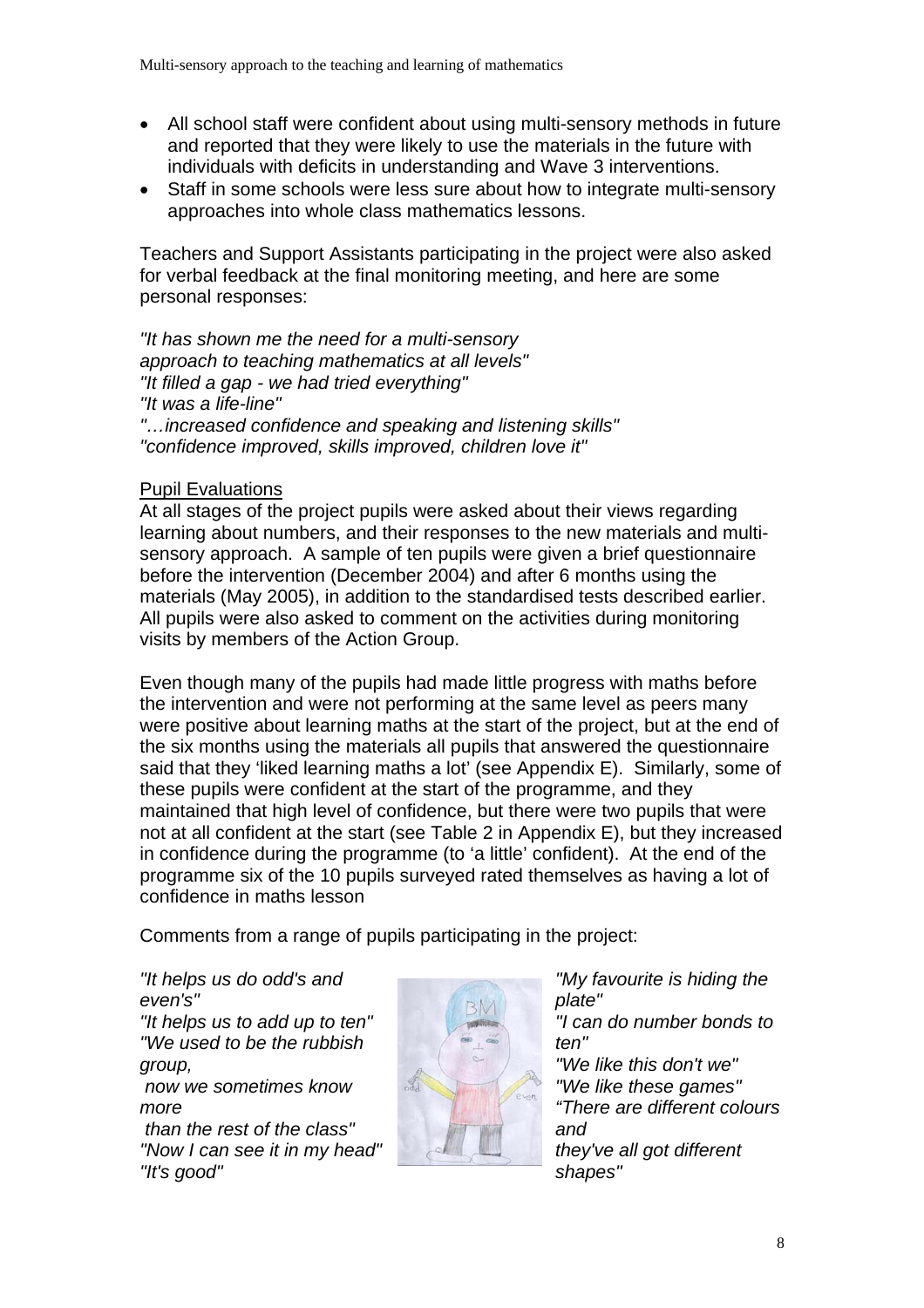- All school staff were confident about using multi-sensory methods in future and reported that they were likely to use the materials in the future with individuals with deficits in understanding and Wave 3 interventions.
- Staff in some schools were less sure about how to integrate multi-sensory approaches into whole class mathematics lessons.

Teachers and Support Assistants participating in the project were also asked for verbal feedback at the final monitoring meeting, and here are some personal responses:

*"It has shown me the need for a multi-sensory approach to teaching mathematics at all levels"*
*"It filled a gap - we had tried everything"*
*"It was a life-line"*
*"…increased confidence and speaking and listening skills"*
*"confidence improved, skills improved, children love it"*

Pupil Evaluations

At all stages of the project pupils were asked about their views regarding learning about numbers, and their responses to the new materials and multi-sensory approach. A sample of ten pupils were given a brief questionnaire before the intervention (December 2004) and after 6 months using the materials (May 2005), in addition to the standardised tests described earlier. All pupils were also asked to comment on the activities during monitoring visits by members of the Action Group.

Even though many of the pupils had made little progress with maths before the intervention and were not performing at the same level as peers many were positive about learning maths at the start of the project, but at the end of the six months using the materials all pupils that answered the questionnaire said that they 'liked learning maths a lot' (see Appendix E). Similarly, some of these pupils were confident at the start of the programme, and they maintained that high level of confidence, but there were two pupils that were not at all confident at the start (see Table 2 in Appendix E), but they increased in confidence during the programme (to 'a little' confident). At the end of the programme six of the 10 pupils surveyed rated themselves as having a lot of confidence in maths lesson

Comments from a range of pupils participating in the project:

*"It helps us do odd's and even's"*
*"It helps us to add up to ten"*
*"We used to be the rubbish group,*
*now we sometimes know more*
*than the rest of the class"*
*"Now I can see it in my head"*
*"It's good"*

*"My favourite is hiding the plate"*
*"I can do number bonds to ten"*
*"We like this don't we"*
*"We like these games"*
*"There are different colours and*
*they've all got different shapes"*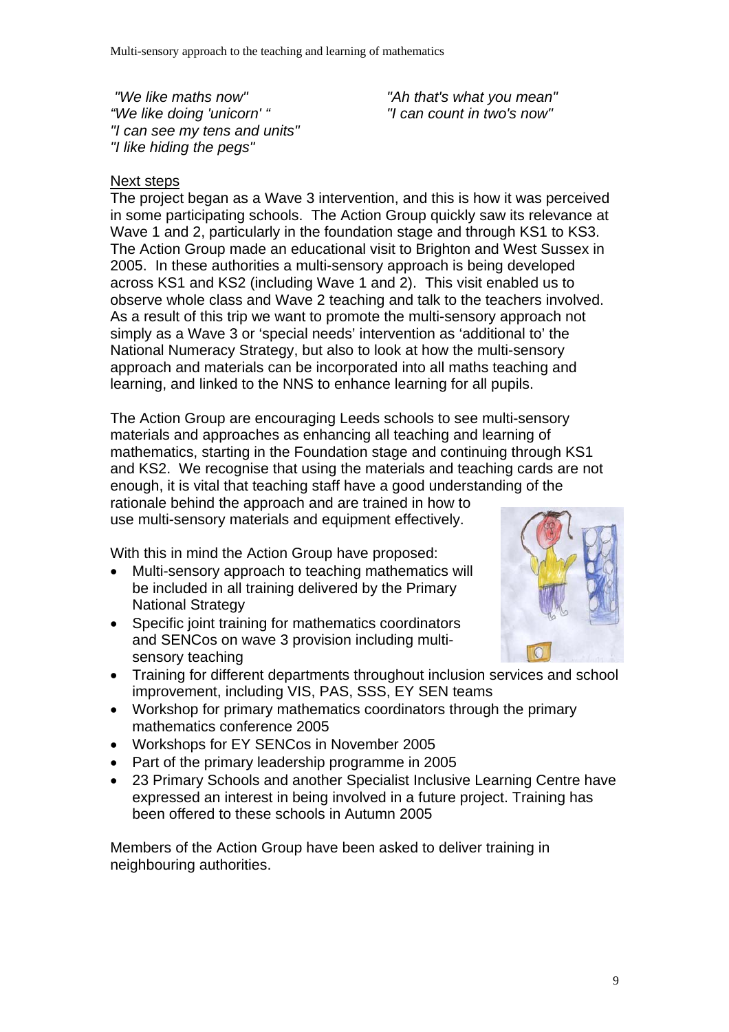*"We like maths now"*
*"We like doing 'unicorn' "*
*"I can see my tens and units"*
*"I like hiding the pegs"*
*"Ah that's what you mean"*
*"I can count in two's now"*

## Next steps

The project began as a Wave 3 intervention, and this is how it was perceived in some participating schools. The Action Group quickly saw its relevance at Wave 1 and 2, particularly in the foundation stage and through KS1 to KS3. The Action Group made an educational visit to Brighton and West Sussex in 2005. In these authorities a multi-sensory approach is being developed across KS1 and KS2 (including Wave 1 and 2). This visit enabled us to observe whole class and Wave 2 teaching and talk to the teachers involved. As a result of this trip we want to promote the multi-sensory approach not simply as a Wave 3 or 'special needs' intervention as 'additional to' the National Numeracy Strategy, but also to look at how the multi-sensory approach and materials can be incorporated into all maths teaching and learning, and linked to the NNS to enhance learning for all pupils.

The Action Group are encouraging Leeds schools to see multi-sensory materials and approaches as enhancing all teaching and learning of mathematics, starting in the Foundation stage and continuing through KS1 and KS2. We recognise that using the materials and teaching cards are not enough, it is vital that teaching staff have a good understanding of the rationale behind the approach and are trained in how to use multi-sensory materials and equipment effectively.

With this in mind the Action Group have proposed:

- Multi-sensory approach to teaching mathematics will be included in all training delivered by the Primary National Strategy
- Specific joint training for mathematics coordinators and SENCos on wave 3 provision including multi-sensory teaching
- Training for different departments throughout inclusion services and school improvement, including VIS, PAS, SSS, EY SEN teams
- Workshop for primary mathematics coordinators through the primary mathematics conference 2005
- Workshops for EY SENCos in November 2005
- Part of the primary leadership programme in 2005
- 23 Primary Schools and another Specialist Inclusive Learning Centre have expressed an interest in being involved in a future project. Training has been offered to these schools in Autumn 2005

Members of the Action Group have been asked to deliver training in neighbouring authorities.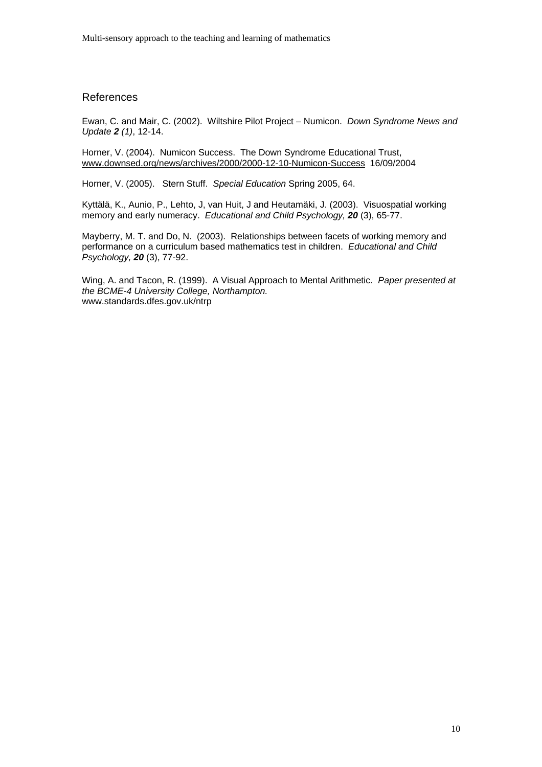## References

Ewan, C. and Mair, C. (2002). Wiltshire Pilot Project – Numicon. *Down Syndrome News and Update **2** (1)*, 12-14.

Horner, V. (2004). Numicon Success. The Down Syndrome Educational Trust, www.downsed.org/news/archives/2000/2000-12-10-Numicon-Success 16/09/2004

Horner, V. (2005). Stern Stuff. *Special Education* Spring 2005, 64.

Kyttälä, K., Aunio, P., Lehto, J, van Huit, J and Heutamäki, J. (2003). Visuospatial working memory and early numeracy. *Educational and Child Psychology, **20*** (3), 65-77.

Mayberry, M. T. and Do, N. (2003). Relationships between facets of working memory and performance on a curriculum based mathematics test in children. *Educational and Child Psychology, **20*** (3), 77-92.

Wing, A. and Tacon, R. (1999). A Visual Approach to Mental Arithmetic. *Paper presented at the BCME-4 University College, Northampton.*
www.standards.dfes.gov.uk/ntrp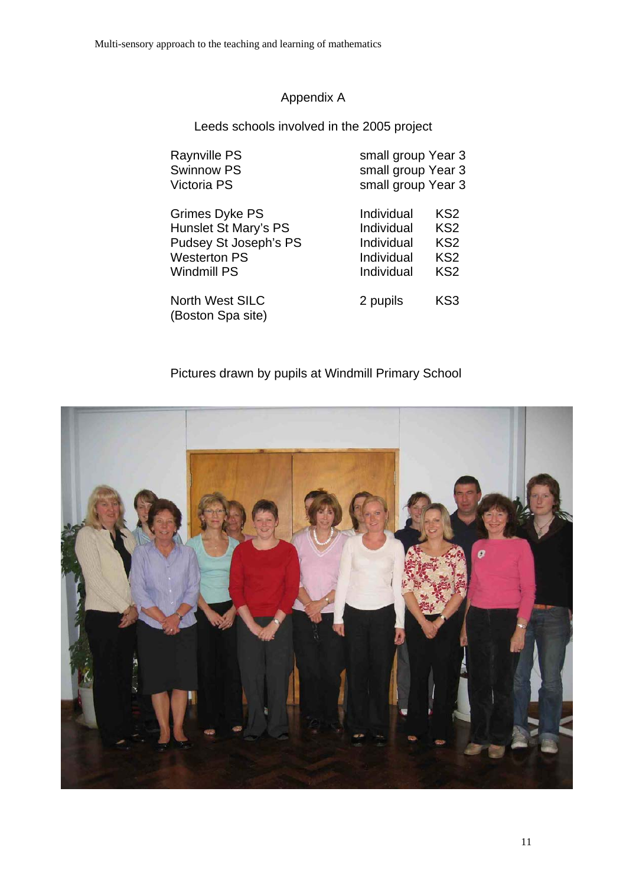## Appendix A

### Leeds schools involved in the 2005 project

| School | | |
|---|---|---|
| Raynville PS | small group Year 3 | |
| Swinnow PS | small group Year 3 | |
| Victoria PS | small group Year 3 | |
| Grimes Dyke PS | Individual | KS2 |
| Hunslet St Mary's PS | Individual | KS2 |
| Pudsey St Joseph's PS | Individual | KS2 |
| Westerton PS | Individual | KS2 |
| Windmill PS | Individual | KS2 |
| North West SILC (Boston Spa site) | 2 pupils | KS3 |

Pictures drawn by pupils at Windmill Primary School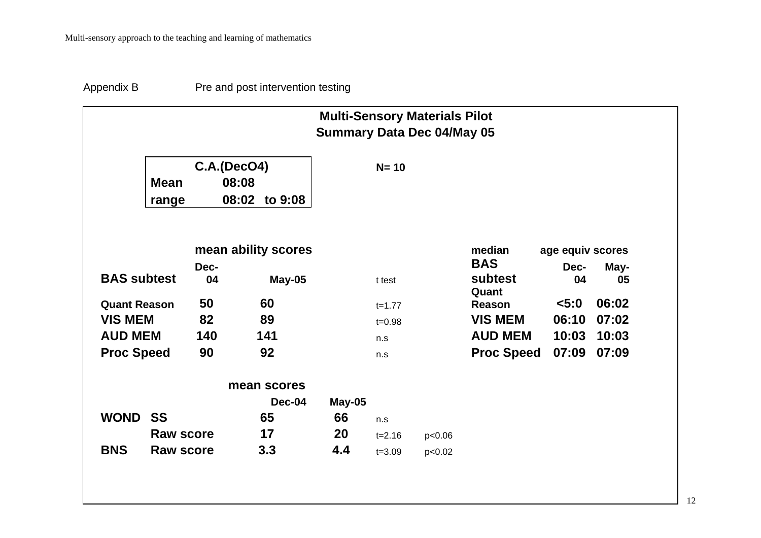Appendix B Pre and post intervention testing

## Multi-Sensory Materials Pilot
## Summary Data Dec 04/May 05

| C.A.(DecO4) | | |
|---|---|---|
| Mean | 08:08 | |
| range | 08:02 | to 9:08 |

**N= 10**

| BAS subtest | mean ability scores Dec-04 | May-05 | t test |
|---|---|---|---|
| Quant Reason | 50 | 60 | t=1.77 |
| VIS MEM | 82 | 89 | t=0.98 |
| AUD MEM | 140 | 141 | n.s |
| Proc Speed | 90 | 92 | n.s |

| median BAS subtest | age equiv scores Dec-04 | May-05 |
|---|---|---|
| Quant Reason | <5:0 | 06:02 |
| VIS MEM | 06:10 | 07:02 |
| AUD MEM | 10:03 | 10:03 |
| Proc Speed | 07:09 | 07:09 |

| | | mean scores Dec-04 | May-05 | | |
|---|---|---|---|---|---|
| WOND | SS | 65 | 66 | n.s | |
| | Raw score | 17 | 20 | t=2.16 | p<0.06 |
| BNS | Raw score | 3.3 | 4.4 | t=3.09 | p<0.02 |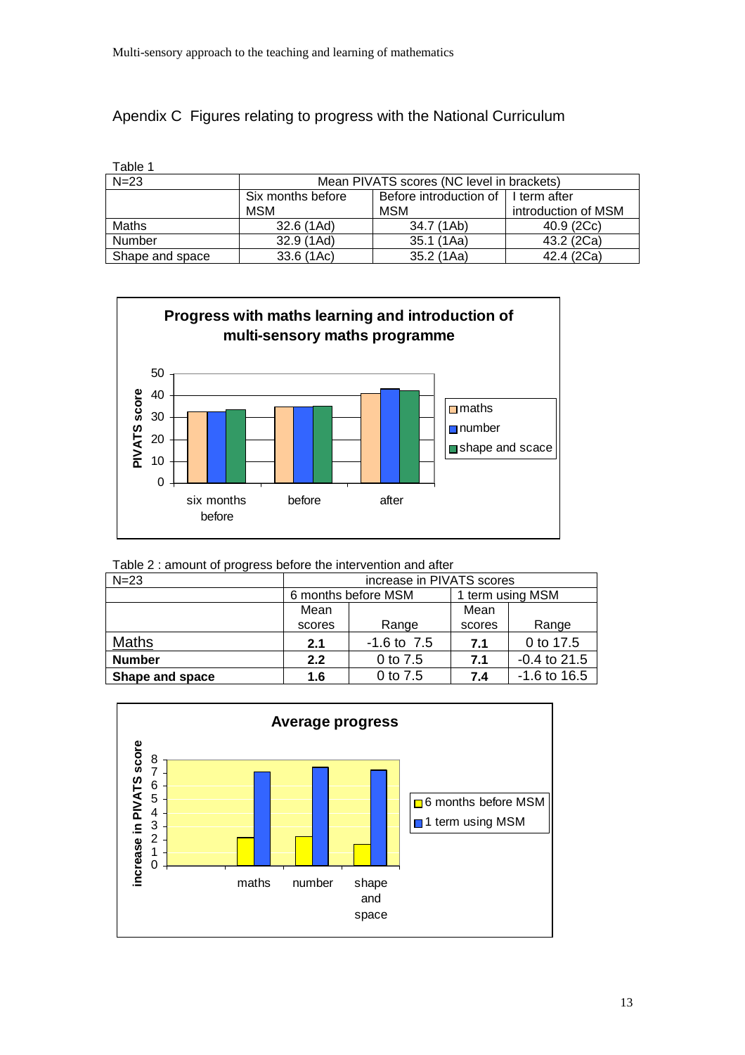## Apendix C Figures relating to progress with the National Curriculum

Table 1

| N=23 | Mean PIVATS scores (NC level in brackets) | | |
|---|---|---|---|
| | Six months before MSM | Before introduction of MSM | I term after introduction of MSM |
| Maths | 32.6 (1Ad) | 34.7 (1Ab) | 40.9 (2Cc) |
| Number | 32.9 (1Ad) | 35.1 (1Aa) | 43.2 (2Ca) |
| Shape and space | 33.6 (1Ac) | 35.2 (1Aa) | 42.4 (2Ca) |

**Progress with maths learning and introduction of multi-sensory maths programme**

Table 2 : amount of progress before the intervention and after

| N=23 | increase in PIVATS scores | | | |
|---|---|---|---|---|
| | 6 months before MSM | | 1 term using MSM | |
| | Mean scores | Range | Mean scores | Range |
| Maths | **2.1** | -1.6 to 7.5 | **7.1** | 0 to 17.5 |
| **Number** | **2.2** | 0 to 7.5 | **7.1** | -0.4 to 21.5 |
| **Shape and space** | **1.6** | 0 to 7.5 | **7.4** | -1.6 to 16.5 |

**Average progress**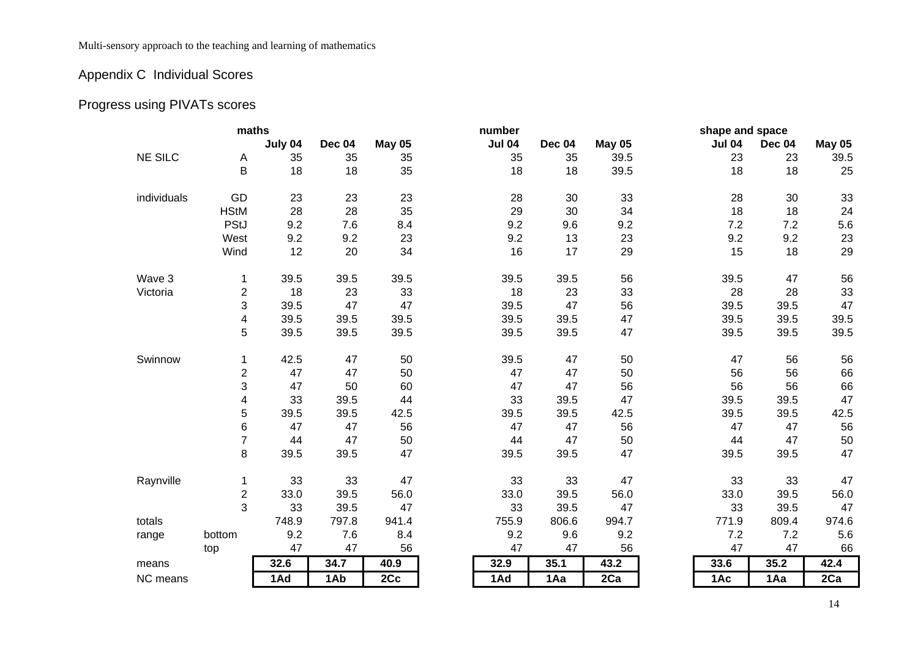## Appendix C  Individual Scores

### Progress using PIVATs scores

| | maths | July 04 | Dec 04 | May 05 | number Jul 04 | Dec 04 | May 05 | shape and space Jul 04 | Dec 04 | May 05 |
|---|---|---|---|---|---|---|---|---|---|---|
| NE SILC | A | 35 | 35 | 35 | 35 | 35 | 39.5 | 23 | 23 | 39.5 |
| | B | 18 | 18 | 35 | 18 | 18 | 39.5 | 18 | 18 | 25 |
| individuals | GD | 23 | 23 | 23 | 28 | 30 | 33 | 28 | 30 | 33 |
| | HStM | 28 | 28 | 35 | 29 | 30 | 34 | 18 | 18 | 24 |
| | PStJ | 9.2 | 7.6 | 8.4 | 9.2 | 9.6 | 9.2 | 7.2 | 7.2 | 5.6 |
| | West | 9.2 | 9.2 | 23 | 9.2 | 13 | 23 | 9.2 | 9.2 | 23 |
| | Wind | 12 | 20 | 34 | 16 | 17 | 29 | 15 | 18 | 29 |
| Wave 3 | 1 | 39.5 | 39.5 | 39.5 | 39.5 | 39.5 | 56 | 39.5 | 47 | 56 |
| Victoria | 2 | 18 | 23 | 33 | 18 | 23 | 33 | 28 | 28 | 33 |
| | 3 | 39.5 | 47 | 47 | 39.5 | 47 | 56 | 39.5 | 39.5 | 47 |
| | 4 | 39.5 | 39.5 | 39.5 | 39.5 | 39.5 | 47 | 39.5 | 39.5 | 39.5 |
| | 5 | 39.5 | 39.5 | 39.5 | 39.5 | 39.5 | 47 | 39.5 | 39.5 | 39.5 |
| Swinnow | 1 | 42.5 | 47 | 50 | 39.5 | 47 | 50 | 47 | 56 | 56 |
| | 2 | 47 | 47 | 50 | 47 | 47 | 50 | 56 | 56 | 66 |
| | 3 | 47 | 50 | 60 | 47 | 47 | 56 | 56 | 56 | 66 |
| | 4 | 33 | 39.5 | 44 | 33 | 39.5 | 47 | 39.5 | 39.5 | 47 |
| | 5 | 39.5 | 39.5 | 42.5 | 39.5 | 39.5 | 42.5 | 39.5 | 39.5 | 42.5 |
| | 6 | 47 | 47 | 56 | 47 | 47 | 56 | 47 | 47 | 56 |
| | 7 | 44 | 47 | 50 | 44 | 47 | 50 | 44 | 47 | 50 |
| | 8 | 39.5 | 39.5 | 47 | 39.5 | 39.5 | 47 | 39.5 | 39.5 | 47 |
| Raynville | 1 | 33 | 33 | 47 | 33 | 33 | 47 | 33 | 33 | 47 |
| | 2 | 33.0 | 39.5 | 56.0 | 33.0 | 39.5 | 56.0 | 33.0 | 39.5 | 56.0 |
| | 3 | 33 | 39.5 | 47 | 33 | 39.5 | 47 | 33 | 39.5 | 47 |
| totals | | 748.9 | 797.8 | 941.4 | 755.9 | 806.6 | 994.7 | 771.9 | 809.4 | 974.6 |
| range | bottom | 9.2 | 7.6 | 8.4 | 9.2 | 9.6 | 9.2 | 7.2 | 7.2 | 5.6 |
| | top | 47 | 47 | 56 | 47 | 47 | 56 | 47 | 47 | 66 |
| means | | **32.6** | **34.7** | **40.9** | **32.9** | **35.1** | **43.2** | **33.6** | **35.2** | **42.4** |
| NC means | | **1Ad** | **1Ab** | **2Cc** | **1Ad** | **1Aa** | **2Ca** | **1Ac** | **1Aa** | **2Ca** |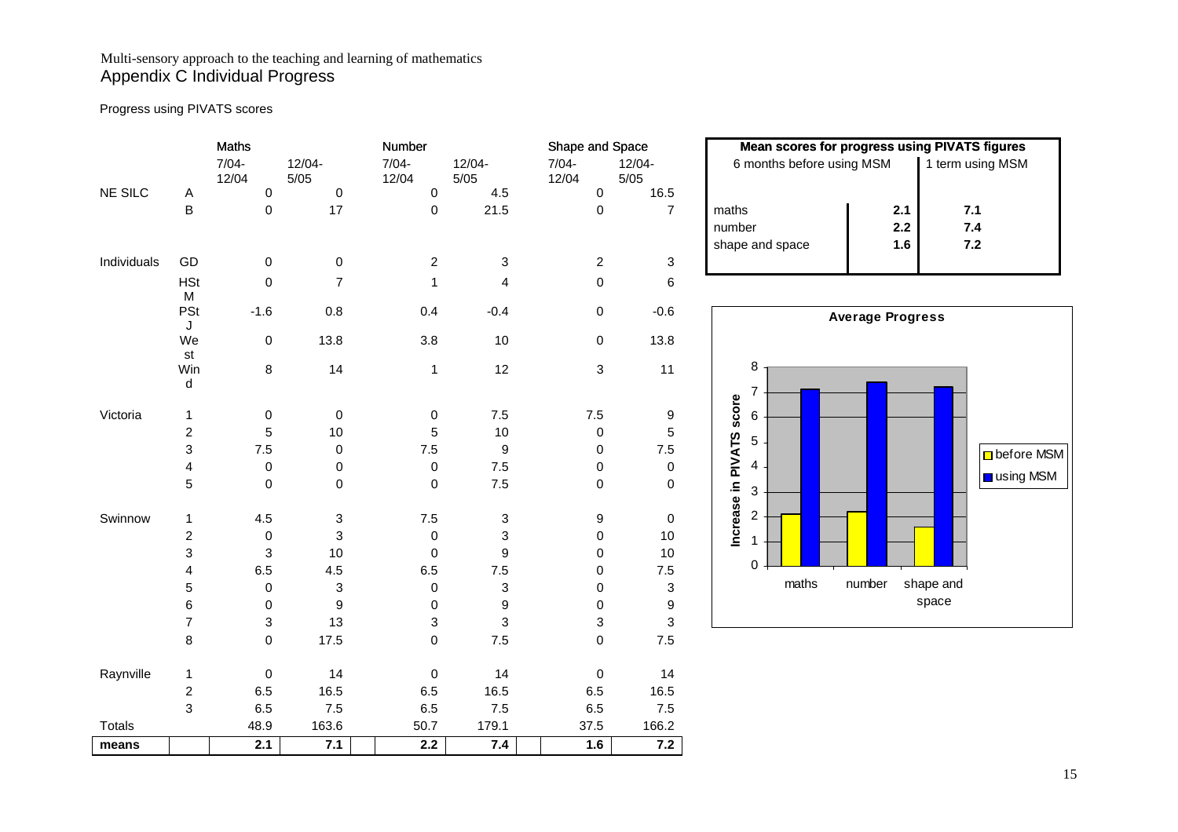Multi-sensory approach to the teaching and learning of mathematics

# Appendix C Individual Progress

Progress using PIVATS scores

| | | Maths | | Number | | Shape and Space | |
|---|---|---|---|---|---|---|---|
| | | 7/04-12/04 | 12/04-5/05 | 7/04-12/04 | 12/04-5/05 | 7/04-12/04 | 12/04-5/05 |
| NE SILC | A | 0 | 0 | 0 | 4.5 | 0 | 16.5 |
| | B | 0 | 17 | 0 | 21.5 | 0 | 7 |
| Individuals | GD | 0 | 0 | 2 | 3 | 2 | 3 |
| | HStM | 0 | 7 | 1 | 4 | 0 | 6 |
| | PStJ | -1.6 | 0.8 | 0.4 | -0.4 | 0 | -0.6 |
| | West | 0 | 13.8 | 3.8 | 10 | 0 | 13.8 |
| | Wind | 8 | 14 | 1 | 12 | 3 | 11 |
| Victoria | 1 | 0 | 0 | 0 | 7.5 | 7.5 | 9 |
| | 2 | 5 | 10 | 5 | 10 | 0 | 5 |
| | 3 | 7.5 | 0 | 7.5 | 9 | 0 | 7.5 |
| | 4 | 0 | 0 | 0 | 7.5 | 0 | 0 |
| | 5 | 0 | 0 | 0 | 7.5 | 0 | 0 |
| Swinnow | 1 | 4.5 | 3 | 7.5 | 3 | 9 | 0 |
| | 2 | 0 | 3 | 0 | 3 | 0 | 10 |
| | 3 | 3 | 10 | 0 | 9 | 0 | 10 |
| | 4 | 6.5 | 4.5 | 6.5 | 7.5 | 0 | 7.5 |
| | 5 | 0 | 3 | 0 | 3 | 0 | 3 |
| | 6 | 0 | 9 | 0 | 9 | 0 | 9 |
| | 7 | 3 | 13 | 3 | 3 | 3 | 3 |
| | 8 | 0 | 17.5 | 0 | 7.5 | 0 | 7.5 |
| Raynville | 1 | 0 | 14 | 0 | 14 | 0 | 14 |
| | 2 | 6.5 | 16.5 | 6.5 | 16.5 | 6.5 | 16.5 |
| | 3 | 6.5 | 7.5 | 6.5 | 7.5 | 6.5 | 7.5 |
| Totals | | 48.9 | 163.6 | 50.7 | 179.1 | 37.5 | 166.2 |
| **means** | | **2.1** | **7.1** | **2.2** | **7.4** | **1.6** | **7.2** |

**Mean scores for progress using PIVATS figures**

| | 6 months before using MSM | 1 term using MSM |
|---|---|---|
| maths | **2.1** | **7.1** |
| number | **2.2** | **7.4** |
| shape and space | **1.6** | **7.2** |

**Average Progress**

| | before MSM | using MSM |
|---|---|---|
| maths | 2.1 | 7.1 |
| number | 2.2 | 7.4 |
| shape and space | 1.6 | 7.2 |

Increase in PIVATS score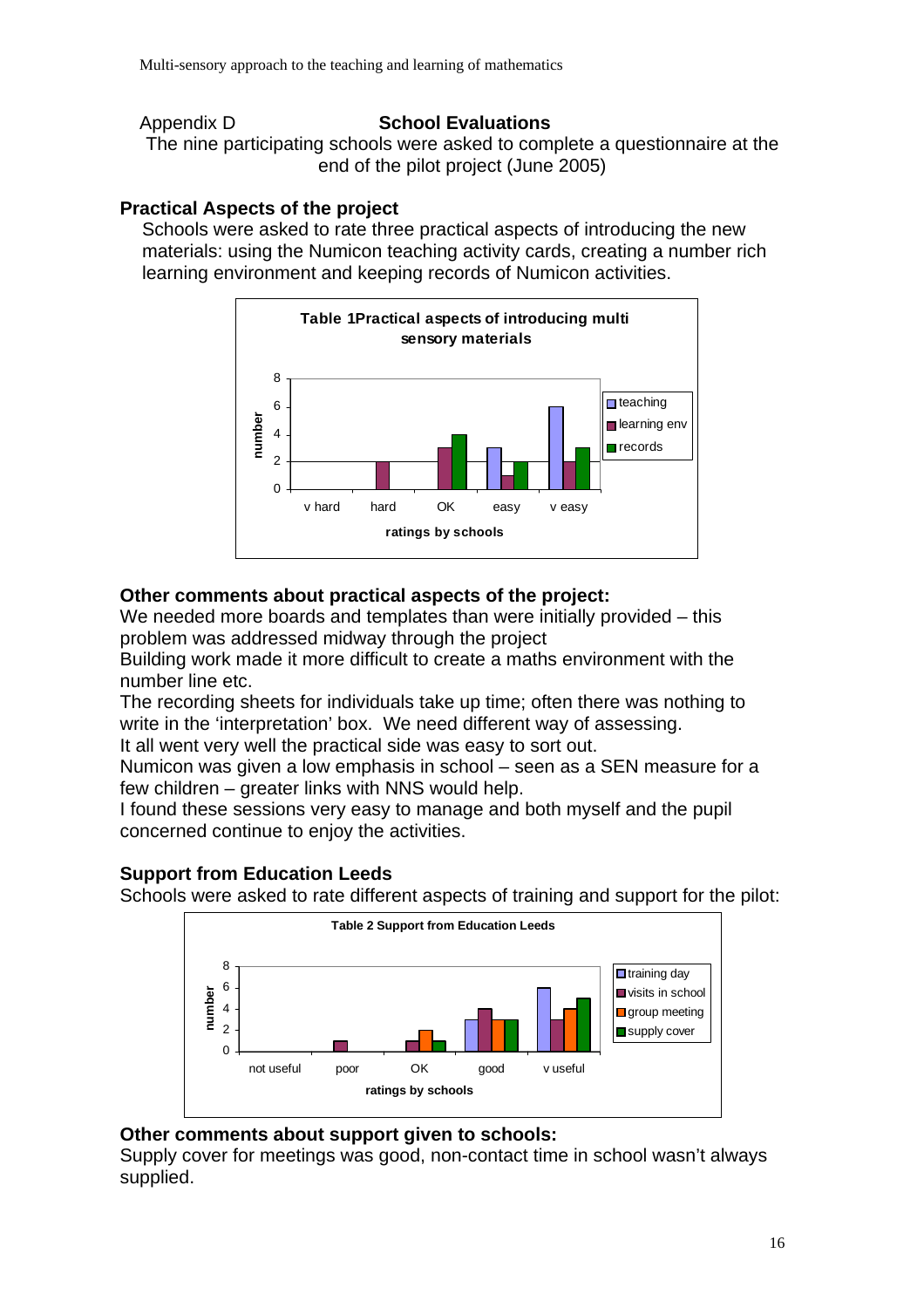Appendix D **School Evaluations**

The nine participating schools were asked to complete a questionnaire at the end of the pilot project (June 2005)

### Practical Aspects of the project

Schools were asked to rate three practical aspects of introducing the new materials: using the Numicon teaching activity cards, creating a number rich learning environment and keeping records of Numicon activities.

**Table 1Practical aspects of introducing multi sensory materials**

| ratings by schools | v hard | hard | OK | easy | v easy |
|---|---|---|---|---|---|
| teaching | 0 | 0 | 0 | 3 | 6 |
| learning env | 0 | 2 | 3 | 1 | 2 |
| records | 0 | 0 | 4 | 2 | 3 |

### Other comments about practical aspects of the project:

We needed more boards and templates than were initially provided – this problem was addressed midway through the project

Building work made it more difficult to create a maths environment with the number line etc.

The recording sheets for individuals take up time; often there was nothing to write in the 'interpretation' box. We need different way of assessing.

It all went very well the practical side was easy to sort out.

Numicon was given a low emphasis in school – seen as a SEN measure for a few children – greater links with NNS would help.

I found these sessions very easy to manage and both myself and the pupil concerned continue to enjoy the activities.

### Support from Education Leeds

Schools were asked to rate different aspects of training and support for the pilot:

**Table 2 Support from Education Leeds**

| ratings by schools | not useful | poor | OK | good | v useful |
|---|---|---|---|---|---|
| training day | 0 | 0 | 0 | 3 | 6 |
| visits in school | 0 | 1 | 1 | 4 | 3 |
| group meeting | 0 | 0 | 2 | 3 | 4 |
| supply cover | 0 | 0 | 1 | 3 | 5 |

### Other comments about support given to schools:

Supply cover for meetings was good, non-contact time in school wasn't always supplied.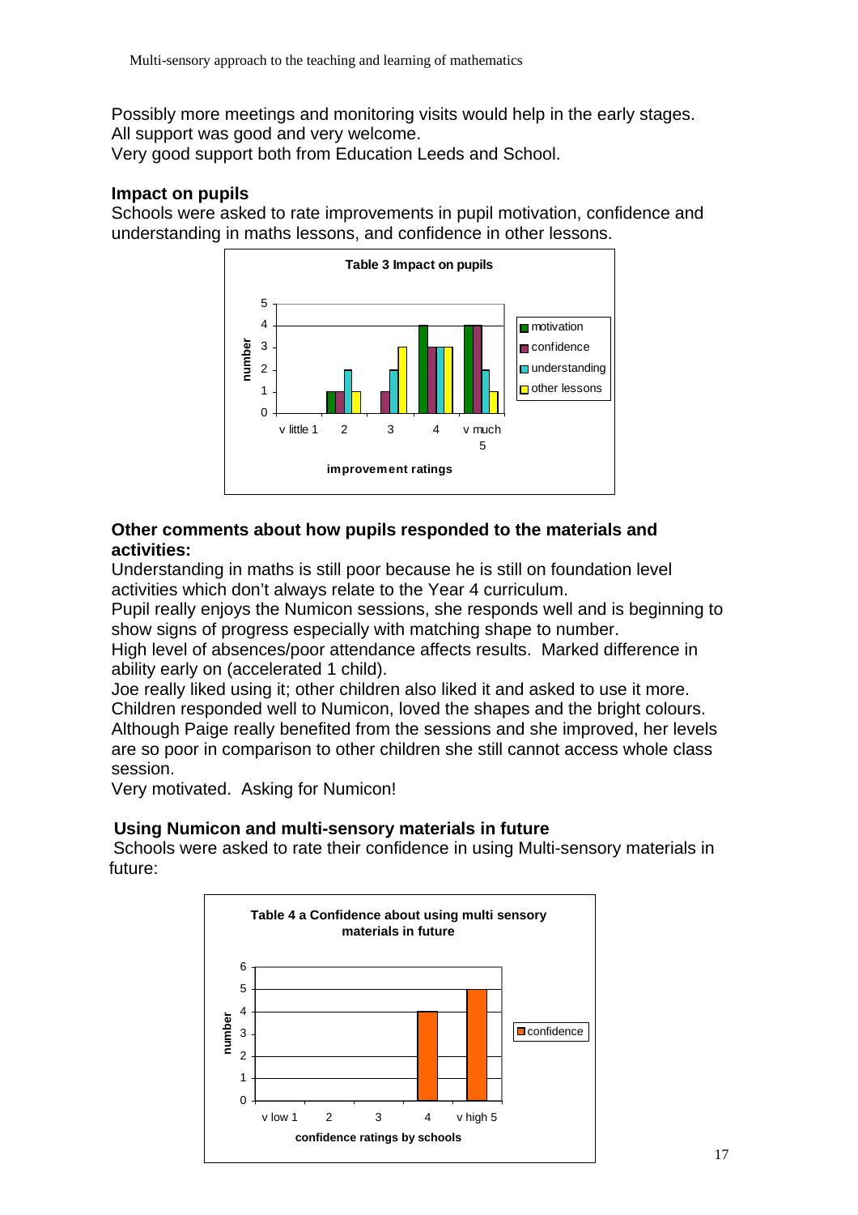Possibly more meetings and monitoring visits would help in the early stages.
All support was good and very welcome.
Very good support both from Education Leeds and School.

### Impact on pupils

Schools were asked to rate improvements in pupil motivation, confidence and understanding in maths lessons, and confidence in other lessons.

**Table 3 Impact on pupils**

| improvement ratings | motivation | confidence | understanding | other lessons |
|---|---|---|---|---|
| v little 1 | 0 | 0 | 0 | 0 |
| 2 | 1 | 1 | 2 | 1 |
| 3 | 0 | 1 | 2 | 3 |
| 4 | 4 | 3 | 3 | 3 |
| v much 5 | 4 | 4 | 2 | 1 |

### Other comments about how pupils responded to the materials and activities:

Understanding in maths is still poor because he is still on foundation level activities which don't always relate to the Year 4 curriculum.
Pupil really enjoys the Numicon sessions, she responds well and is beginning to show signs of progress especially with matching shape to number.
High level of absences/poor attendance affects results. Marked difference in ability early on (accelerated 1 child).
Joe really liked using it; other children also liked it and asked to use it more.
Children responded well to Numicon, loved the shapes and the bright colours.
Although Paige really benefited from the sessions and she improved, her levels are so poor in comparison to other children she still cannot access whole class session.
Very motivated. Asking for Numicon!

### Using Numicon and multi-sensory materials in future

Schools were asked to rate their confidence in using Multi-sensory materials in future:

**Table 4 a Confidence about using multi sensory materials in future**

| confidence ratings by schools | confidence |
|---|---|
| v low 1 | 0 |
| 2 | 0 |
| 3 | 0 |
| 4 | 4 |
| v high 5 | 5 |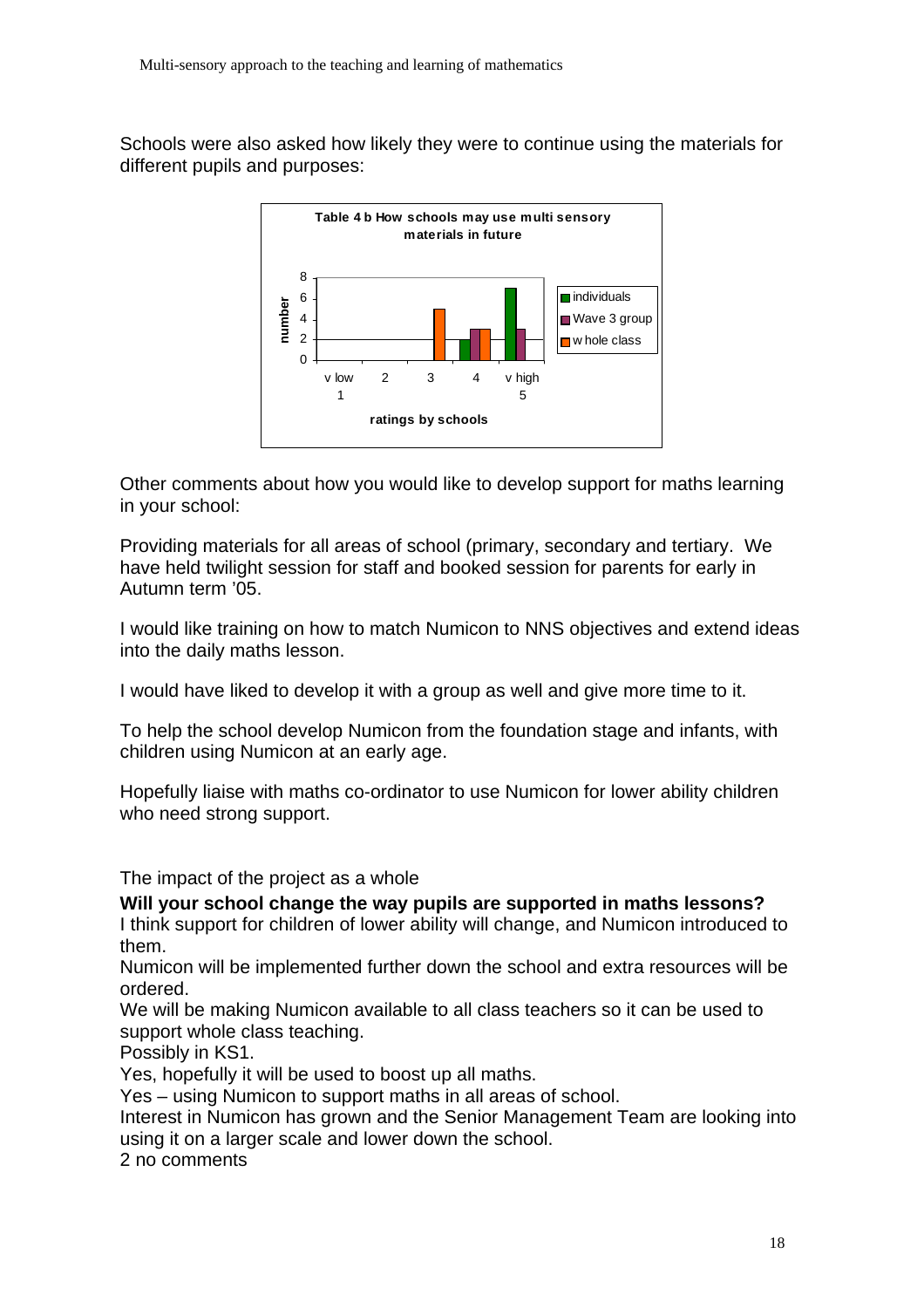Schools were also asked how likely they were to continue using the materials for different pupils and purposes:

**Table 4 b How schools may use multi sensory materials in future**

| ratings by schools | individuals | Wave 3 group | whole class |
|---|---|---|---|
| v low 1 | | | |
| 2 | | | |
| 3 | | | 5 |
| 4 | 2 | 3 | 3 |
| v high 5 | 7 | 3 | |

Other comments about how you would like to develop support for maths learning in your school:

Providing materials for all areas of school (primary, secondary and tertiary. We have held twilight session for staff and booked session for parents for early in Autumn term '05.

I would like training on how to match Numicon to NNS objectives and extend ideas into the daily maths lesson.

I would have liked to develop it with a group as well and give more time to it.

To help the school develop Numicon from the foundation stage and infants, with children using Numicon at an early age.

Hopefully liaise with maths co-ordinator to use Numicon for lower ability children who need strong support.

The impact of the project as a whole

**Will your school change the way pupils are supported in maths lessons?**

I think support for children of lower ability will change, and Numicon introduced to them.

Numicon will be implemented further down the school and extra resources will be ordered.

We will be making Numicon available to all class teachers so it can be used to support whole class teaching.

Possibly in KS1.

Yes, hopefully it will be used to boost up all maths.

Yes – using Numicon to support maths in all areas of school.

Interest in Numicon has grown and the Senior Management Team are looking into using it on a larger scale and lower down the school.

2 no comments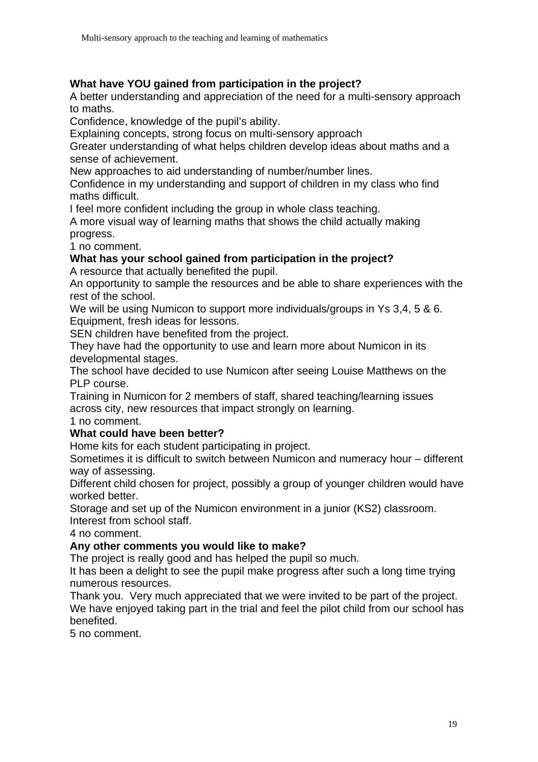**What have YOU gained from participation in the project?**

A better understanding and appreciation of the need for a multi-sensory approach to maths.

Confidence, knowledge of the pupil's ability.

Explaining concepts, strong focus on multi-sensory approach

Greater understanding of what helps children develop ideas about maths and a sense of achievement.

New approaches to aid understanding of number/number lines.

Confidence in my understanding and support of children in my class who find maths difficult.

I feel more confident including the group in whole class teaching.

A more visual way of learning maths that shows the child actually making progress.

1 no comment.

**What has your school gained from participation in the project?**

A resource that actually benefited the pupil.

An opportunity to sample the resources and be able to share experiences with the rest of the school.

We will be using Numicon to support more individuals/groups in Ys 3,4, 5 & 6.

Equipment, fresh ideas for lessons.

SEN children have benefited from the project.

They have had the opportunity to use and learn more about Numicon in its developmental stages.

The school have decided to use Numicon after seeing Louise Matthews on the PLP course.

Training in Numicon for 2 members of staff, shared teaching/learning issues across city, new resources that impact strongly on learning.

1 no comment.

**What could have been better?**

Home kits for each student participating in project.

Sometimes it is difficult to switch between Numicon and numeracy hour – different way of assessing.

Different child chosen for project, possibly a group of younger children would have worked better.

Storage and set up of the Numicon environment in a junior (KS2) classroom.

Interest from school staff.

4 no comment.

**Any other comments you would like to make?**

The project is really good and has helped the pupil so much.

It has been a delight to see the pupil make progress after such a long time trying numerous resources.

Thank you. Very much appreciated that we were invited to be part of the project.

We have enjoyed taking part in the trial and feel the pilot child from our school has benefited.

5 no comment.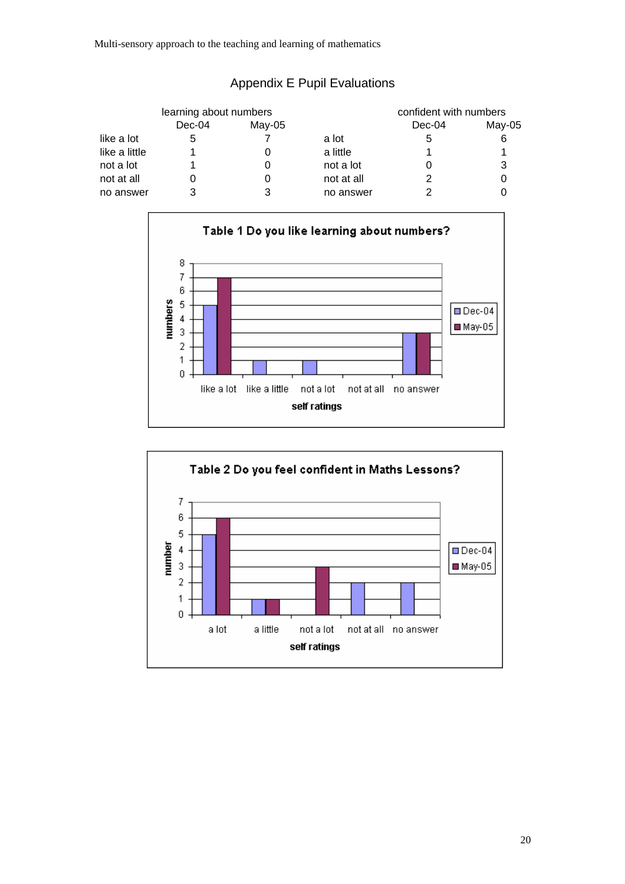# Appendix E Pupil Evaluations

| | learning about numbers | | | confident with numbers | |
|---|---|---|---|---|---|
| | Dec-04 | May-05 | | Dec-04 | May-05 |
| like a lot | 5 | 7 | a lot | 5 | 6 |
| like a little | 1 | 0 | a little | 1 | 1 |
| not a lot | 1 | 0 | not a lot | 0 | 3 |
| not at all | 0 | 0 | not at all | 2 | 0 |
| no answer | 3 | 3 | no answer | 2 | 0 |

Table 1 Do you like learning about numbers?

numbers

0 1 2 3 4 5 6 7 8

like a lot, like a little, not a lot, not at all, no answer

self ratings

Dec-04
May-05

Table 2 Do you feel confident in Maths Lessons?

number

0 1 2 3 4 5 6 7

a lot, a little, not a lot, not at all, no answer

self ratings

Dec-04
May-05